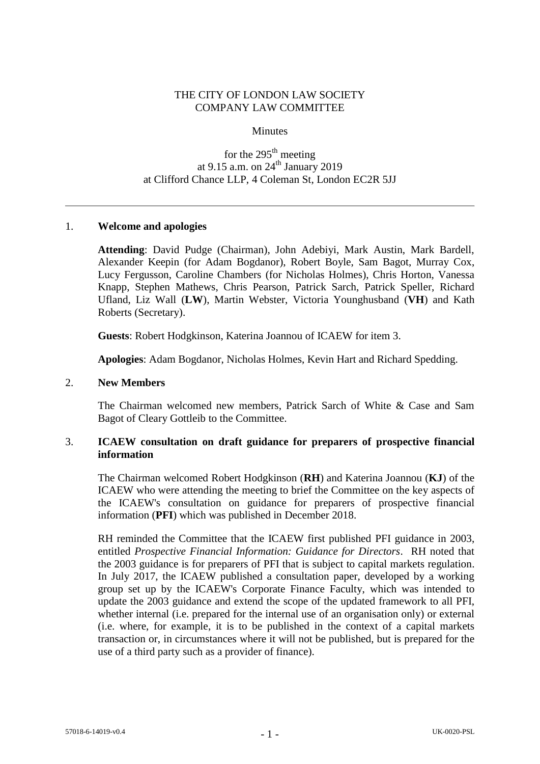THE CITY OF LONDON LAW SOCIETY
COMPANY LAW COMMITTEE

Minutes

for the 295th meeting
at 9.15 a.m. on 24th January 2019
at Clifford Chance LLP, 4 Coleman St, London EC2R 5JJ

---

1. **Welcome and apologies**

   **Attending**: David Pudge (Chairman), John Adebiyi, Mark Austin, Mark Bardell, Alexander Keepin (for Adam Bogdanor), Robert Boyle, Sam Bagot, Murray Cox, Lucy Fergusson, Caroline Chambers (for Nicholas Holmes), Chris Horton, Vanessa Knapp, Stephen Mathews, Chris Pearson, Patrick Sarch, Patrick Speller, Richard Ufland, Liz Wall (**LW**), Martin Webster, Victoria Younghusband (**VH**) and Kath Roberts (Secretary).

   **Guests**: Robert Hodgkinson, Katerina Joannou of ICAEW for item 3.

   **Apologies**: Adam Bogdanor, Nicholas Holmes, Kevin Hart and Richard Spedding.

2. **New Members**

   The Chairman welcomed new members, Patrick Sarch of White & Case and Sam Bagot of Cleary Gottleib to the Committee.

3. **ICAEW consultation on draft guidance for preparers of prospective financial information**

   The Chairman welcomed Robert Hodgkinson (**RH**) and Katerina Joannou (**KJ**) of the ICAEW who were attending the meeting to brief the Committee on the key aspects of the ICAEW's consultation on guidance for preparers of prospective financial information (**PFI**) which was published in December 2018.

   RH reminded the Committee that the ICAEW first published PFI guidance in 2003, entitled *Prospective Financial Information: Guidance for Directors*. RH noted that the 2003 guidance is for preparers of PFI that is subject to capital markets regulation. In July 2017, the ICAEW published a consultation paper, developed by a working group set up by the ICAEW's Corporate Finance Faculty, which was intended to update the 2003 guidance and extend the scope of the updated framework to all PFI, whether internal (i.e. prepared for the internal use of an organisation only) or external (i.e. where, for example, it is to be published in the context of a capital markets transaction or, in circumstances where it will not be published, but is prepared for the use of a third party such as a provider of finance).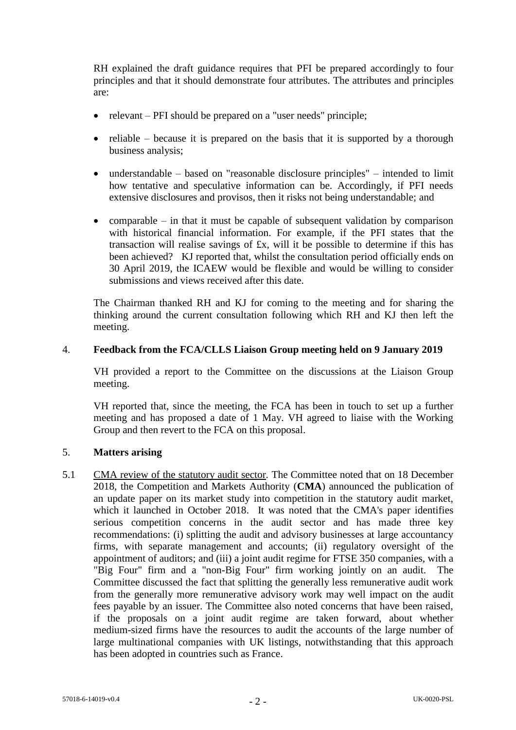RH explained the draft guidance requires that PFI be prepared accordingly to four principles and that it should demonstrate four attributes. The attributes and principles are:

- relevant – PFI should be prepared on a "user needs" principle;
- reliable – because it is prepared on the basis that it is supported by a thorough business analysis;
- understandable – based on "reasonable disclosure principles" – intended to limit how tentative and speculative information can be. Accordingly, if PFI needs extensive disclosures and provisos, then it risks not being understandable; and
- comparable – in that it must be capable of subsequent validation by comparison with historical financial information. For example, if the PFI states that the transaction will realise savings of £x, will it be possible to determine if this has been achieved? KJ reported that, whilst the consultation period officially ends on 30 April 2019, the ICAEW would be flexible and would be willing to consider submissions and views received after this date.

The Chairman thanked RH and KJ for coming to the meeting and for sharing the thinking around the current consultation following which RH and KJ then left the meeting.

## 4. Feedback from the FCA/CLLS Liaison Group meeting held on 9 January 2019

VH provided a report to the Committee on the discussions at the Liaison Group meeting.

VH reported that, since the meeting, the FCA has been in touch to set up a further meeting and has proposed a date of 1 May. VH agreed to liaise with the Working Group and then revert to the FCA on this proposal.

## 5. Matters arising

5.1 CMA review of the statutory audit sector. The Committee noted that on 18 December 2018, the Competition and Markets Authority (**CMA**) announced the publication of an update paper on its market study into competition in the statutory audit market, which it launched in October 2018. It was noted that the CMA's paper identifies serious competition concerns in the audit sector and has made three key recommendations: (i) splitting the audit and advisory businesses at large accountancy firms, with separate management and accounts; (ii) regulatory oversight of the appointment of auditors; and (iii) a joint audit regime for FTSE 350 companies, with a "Big Four" firm and a "non-Big Four" firm working jointly on an audit. The Committee discussed the fact that splitting the generally less remunerative audit work from the generally more remunerative advisory work may well impact on the audit fees payable by an issuer. The Committee also noted concerns that have been raised, if the proposals on a joint audit regime are taken forward, about whether medium-sized firms have the resources to audit the accounts of the large number of large multinational companies with UK listings, notwithstanding that this approach has been adopted in countries such as France.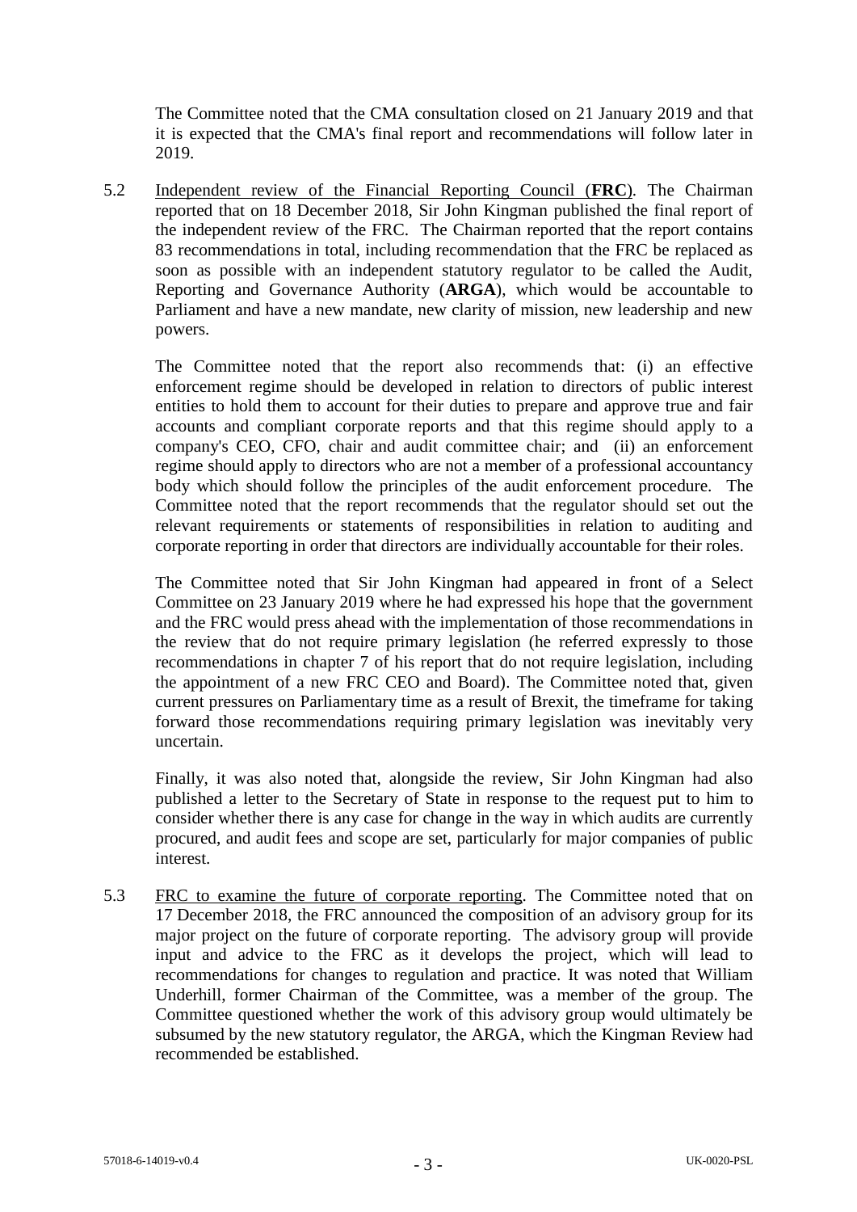The Committee noted that the CMA consultation closed on 21 January 2019 and that it is expected that the CMA's final report and recommendations will follow later in 2019.

5.2 Independent review of the Financial Reporting Council (**FRC**). The Chairman reported that on 18 December 2018, Sir John Kingman published the final report of the independent review of the FRC. The Chairman reported that the report contains 83 recommendations in total, including recommendation that the FRC be replaced as soon as possible with an independent statutory regulator to be called the Audit, Reporting and Governance Authority (**ARGA**), which would be accountable to Parliament and have a new mandate, new clarity of mission, new leadership and new powers.

The Committee noted that the report also recommends that: (i) an effective enforcement regime should be developed in relation to directors of public interest entities to hold them to account for their duties to prepare and approve true and fair accounts and compliant corporate reports and that this regime should apply to a company's CEO, CFO, chair and audit committee chair; and (ii) an enforcement regime should apply to directors who are not a member of a professional accountancy body which should follow the principles of the audit enforcement procedure. The Committee noted that the report recommends that the regulator should set out the relevant requirements or statements of responsibilities in relation to auditing and corporate reporting in order that directors are individually accountable for their roles.

The Committee noted that Sir John Kingman had appeared in front of a Select Committee on 23 January 2019 where he had expressed his hope that the government and the FRC would press ahead with the implementation of those recommendations in the review that do not require primary legislation (he referred expressly to those recommendations in chapter 7 of his report that do not require legislation, including the appointment of a new FRC CEO and Board). The Committee noted that, given current pressures on Parliamentary time as a result of Brexit, the timeframe for taking forward those recommendations requiring primary legislation was inevitably very uncertain.

Finally, it was also noted that, alongside the review, Sir John Kingman had also published a letter to the Secretary of State in response to the request put to him to consider whether there is any case for change in the way in which audits are currently procured, and audit fees and scope are set, particularly for major companies of public interest.

5.3 FRC to examine the future of corporate reporting. The Committee noted that on 17 December 2018, the FRC announced the composition of an advisory group for its major project on the future of corporate reporting. The advisory group will provide input and advice to the FRC as it develops the project, which will lead to recommendations for changes to regulation and practice. It was noted that William Underhill, former Chairman of the Committee, was a member of the group. The Committee questioned whether the work of this advisory group would ultimately be subsumed by the new statutory regulator, the ARGA, which the Kingman Review had recommended be established.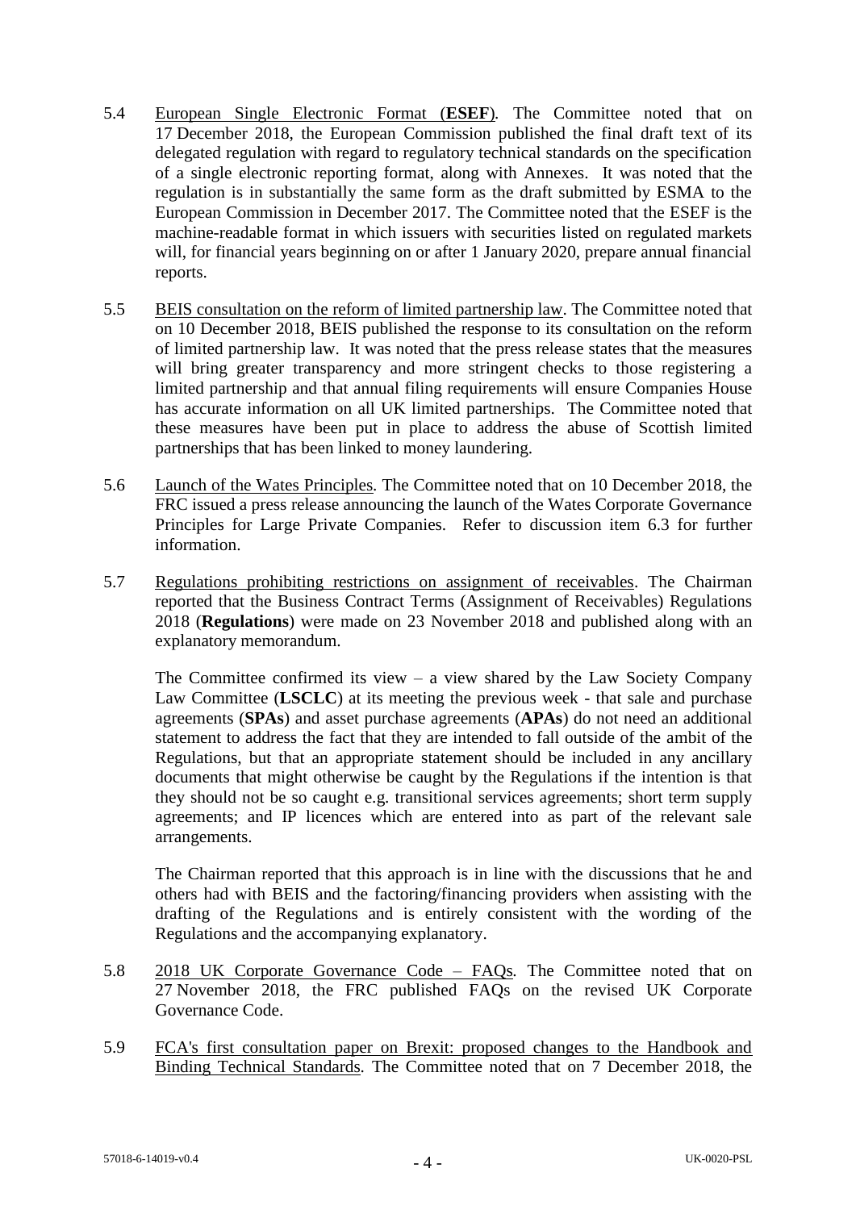5.4 <u>European Single Electronic Format</u> (**ESEF**). The Committee noted that on 17 December 2018, the European Commission published the final draft text of its delegated regulation with regard to regulatory technical standards on the specification of a single electronic reporting format, along with Annexes. It was noted that the regulation is in substantially the same form as the draft submitted by ESMA to the European Commission in December 2017. The Committee noted that the ESEF is the machine-readable format in which issuers with securities listed on regulated markets will, for financial years beginning on or after 1 January 2020, prepare annual financial reports.

5.5 <u>BEIS consultation on the reform of limited partnership law</u>. The Committee noted that on 10 December 2018, BEIS published the response to its consultation on the reform of limited partnership law. It was noted that the press release states that the measures will bring greater transparency and more stringent checks to those registering a limited partnership and that annual filing requirements will ensure Companies House has accurate information on all UK limited partnerships. The Committee noted that these measures have been put in place to address the abuse of Scottish limited partnerships that has been linked to money laundering.

5.6 <u>Launch of the Wates Principles</u>. The Committee noted that on 10 December 2018, the FRC issued a press release announcing the launch of the Wates Corporate Governance Principles for Large Private Companies. Refer to discussion item 6.3 for further information.

5.7 <u>Regulations prohibiting restrictions on assignment of receivables</u>. The Chairman reported that the Business Contract Terms (Assignment of Receivables) Regulations 2018 (**Regulations**) were made on 23 November 2018 and published along with an explanatory memorandum.

The Committee confirmed its view – a view shared by the Law Society Company Law Committee (**LSCLC**) at its meeting the previous week - that sale and purchase agreements (**SPAs**) and asset purchase agreements (**APAs**) do not need an additional statement to address the fact that they are intended to fall outside of the ambit of the Regulations, but that an appropriate statement should be included in any ancillary documents that might otherwise be caught by the Regulations if the intention is that they should not be so caught e.g. transitional services agreements; short term supply agreements; and IP licences which are entered into as part of the relevant sale arrangements.

The Chairman reported that this approach is in line with the discussions that he and others had with BEIS and the factoring/financing providers when assisting with the drafting of the Regulations and is entirely consistent with the wording of the Regulations and the accompanying explanatory.

5.8 <u>2018 UK Corporate Governance Code – FAQs</u>. The Committee noted that on 27 November 2018, the FRC published FAQs on the revised UK Corporate Governance Code.

5.9 <u>FCA's first consultation paper on Brexit: proposed changes to the Handbook and Binding Technical Standards</u>. The Committee noted that on 7 December 2018, the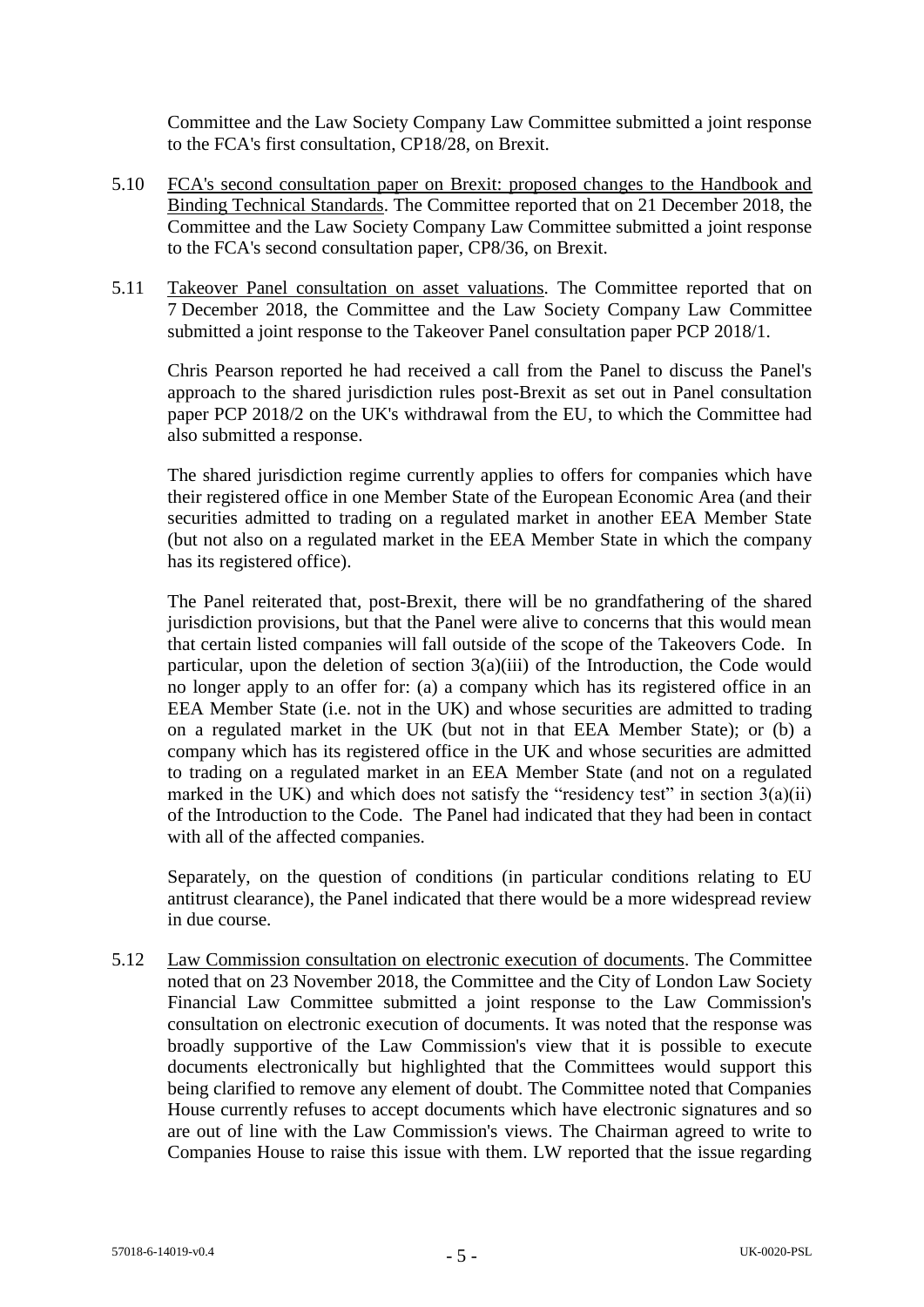Committee and the Law Society Company Law Committee submitted a joint response to the FCA's first consultation, CP18/28, on Brexit.

5.10 FCA's second consultation paper on Brexit: proposed changes to the Handbook and Binding Technical Standards. The Committee reported that on 21 December 2018, the Committee and the Law Society Company Law Committee submitted a joint response to the FCA's second consultation paper, CP8/36, on Brexit.

5.11 Takeover Panel consultation on asset valuations. The Committee reported that on 7 December 2018, the Committee and the Law Society Company Law Committee submitted a joint response to the Takeover Panel consultation paper PCP 2018/1.

Chris Pearson reported he had received a call from the Panel to discuss the Panel's approach to the shared jurisdiction rules post-Brexit as set out in Panel consultation paper PCP 2018/2 on the UK's withdrawal from the EU, to which the Committee had also submitted a response.

The shared jurisdiction regime currently applies to offers for companies which have their registered office in one Member State of the European Economic Area (and their securities admitted to trading on a regulated market in another EEA Member State (but not also on a regulated market in the EEA Member State in which the company has its registered office).

The Panel reiterated that, post-Brexit, there will be no grandfathering of the shared jurisdiction provisions, but that the Panel were alive to concerns that this would mean that certain listed companies will fall outside of the scope of the Takeovers Code. In particular, upon the deletion of section 3(a)(iii) of the Introduction, the Code would no longer apply to an offer for: (a) a company which has its registered office in an EEA Member State (i.e. not in the UK) and whose securities are admitted to trading on a regulated market in the UK (but not in that EEA Member State); or (b) a company which has its registered office in the UK and whose securities are admitted to trading on a regulated market in an EEA Member State (and not on a regulated marked in the UK) and which does not satisfy the "residency test" in section 3(a)(ii) of the Introduction to the Code. The Panel had indicated that they had been in contact with all of the affected companies.

Separately, on the question of conditions (in particular conditions relating to EU antitrust clearance), the Panel indicated that there would be a more widespread review in due course.

5.12 Law Commission consultation on electronic execution of documents. The Committee noted that on 23 November 2018, the Committee and the City of London Law Society Financial Law Committee submitted a joint response to the Law Commission's consultation on electronic execution of documents. It was noted that the response was broadly supportive of the Law Commission's view that it is possible to execute documents electronically but highlighted that the Committees would support this being clarified to remove any element of doubt. The Committee noted that Companies House currently refuses to accept documents which have electronic signatures and so are out of line with the Law Commission's views. The Chairman agreed to write to Companies House to raise this issue with them. LW reported that the issue regarding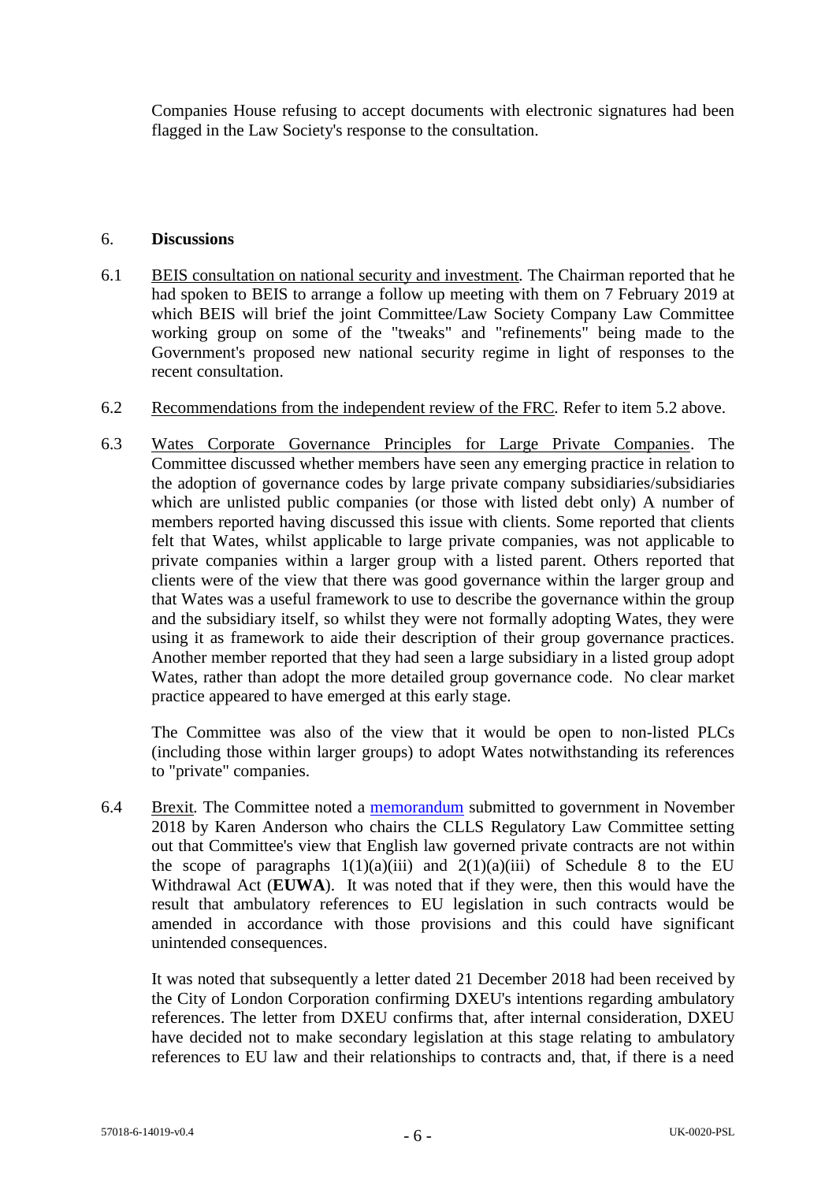Companies House refusing to accept documents with electronic signatures had been flagged in the Law Society's response to the consultation.

6. **Discussions**

6.1 BEIS consultation on national security and investment. The Chairman reported that he had spoken to BEIS to arrange a follow up meeting with them on 7 February 2019 at which BEIS will brief the joint Committee/Law Society Company Law Committee working group on some of the "tweaks" and "refinements" being made to the Government's proposed new national security regime in light of responses to the recent consultation.

6.2 Recommendations from the independent review of the FRC. Refer to item 5.2 above.

6.3 Wates Corporate Governance Principles for Large Private Companies. The Committee discussed whether members have seen any emerging practice in relation to the adoption of governance codes by large private company subsidiaries/subsidiaries which are unlisted public companies (or those with listed debt only) A number of members reported having discussed this issue with clients. Some reported that clients felt that Wates, whilst applicable to large private companies, was not applicable to private companies within a larger group with a listed parent. Others reported that clients were of the view that there was good governance within the larger group and that Wates was a useful framework to use to describe the governance within the group and the subsidiary itself, so whilst they were not formally adopting Wates, they were using it as framework to aide their description of their group governance practices. Another member reported that they had seen a large subsidiary in a listed group adopt Wates, rather than adopt the more detailed group governance code. No clear market practice appeared to have emerged at this early stage.

The Committee was also of the view that it would be open to non-listed PLCs (including those within larger groups) to adopt Wates notwithstanding its references to "private" companies.

6.4 Brexit. The Committee noted a memorandum submitted to government in November 2018 by Karen Anderson who chairs the CLLS Regulatory Law Committee setting out that Committee's view that English law governed private contracts are not within the scope of paragraphs 1(1)(a)(iii) and 2(1)(a)(iii) of Schedule 8 to the EU Withdrawal Act (**EUWA**). It was noted that if they were, then this would have the result that ambulatory references to EU legislation in such contracts would be amended in accordance with those provisions and this could have significant unintended consequences.

It was noted that subsequently a letter dated 21 December 2018 had been received by the City of London Corporation confirming DXEU's intentions regarding ambulatory references. The letter from DXEU confirms that, after internal consideration, DXEU have decided not to make secondary legislation at this stage relating to ambulatory references to EU law and their relationships to contracts and, that, if there is a need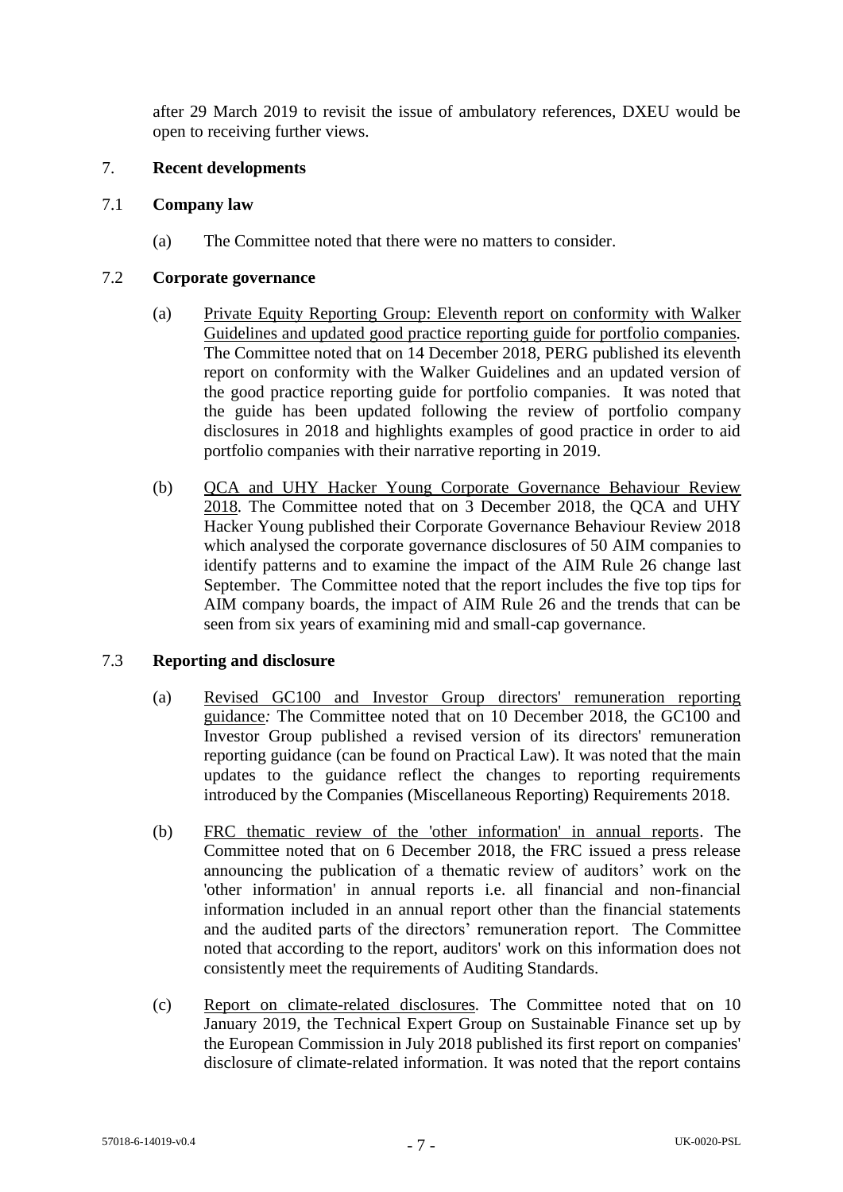after 29 March 2019 to revisit the issue of ambulatory references, DXEU would be open to receiving further views.

## 7. **Recent developments**

### 7.1 **Company law**

(a) The Committee noted that there were no matters to consider.

### 7.2 **Corporate governance**

(a) Private Equity Reporting Group: Eleventh report on conformity with Walker Guidelines and updated good practice reporting guide for portfolio companies. The Committee noted that on 14 December 2018, PERG published its eleventh report on conformity with the Walker Guidelines and an updated version of the good practice reporting guide for portfolio companies. It was noted that the guide has been updated following the review of portfolio company disclosures in 2018 and highlights examples of good practice in order to aid portfolio companies with their narrative reporting in 2019.

(b) QCA and UHY Hacker Young Corporate Governance Behaviour Review 2018. The Committee noted that on 3 December 2018, the QCA and UHY Hacker Young published their Corporate Governance Behaviour Review 2018 which analysed the corporate governance disclosures of 50 AIM companies to identify patterns and to examine the impact of the AIM Rule 26 change last September. The Committee noted that the report includes the five top tips for AIM company boards, the impact of AIM Rule 26 and the trends that can be seen from six years of examining mid and small-cap governance.

### 7.3 **Reporting and disclosure**

(a) Revised GC100 and Investor Group directors' remuneration reporting guidance*:* The Committee noted that on 10 December 2018, the GC100 and Investor Group published a revised version of its directors' remuneration reporting guidance (can be found on Practical Law). It was noted that the main updates to the guidance reflect the changes to reporting requirements introduced by the Companies (Miscellaneous Reporting) Requirements 2018.

(b) FRC thematic review of the 'other information' in annual reports. The Committee noted that on 6 December 2018, the FRC issued a press release announcing the publication of a thematic review of auditors' work on the 'other information' in annual reports i.e. all financial and non-financial information included in an annual report other than the financial statements and the audited parts of the directors' remuneration report. The Committee noted that according to the report, auditors' work on this information does not consistently meet the requirements of Auditing Standards.

(c) Report on climate-related disclosures. The Committee noted that on 10 January 2019, the Technical Expert Group on Sustainable Finance set up by the European Commission in July 2018 published its first report on companies' disclosure of climate-related information. It was noted that the report contains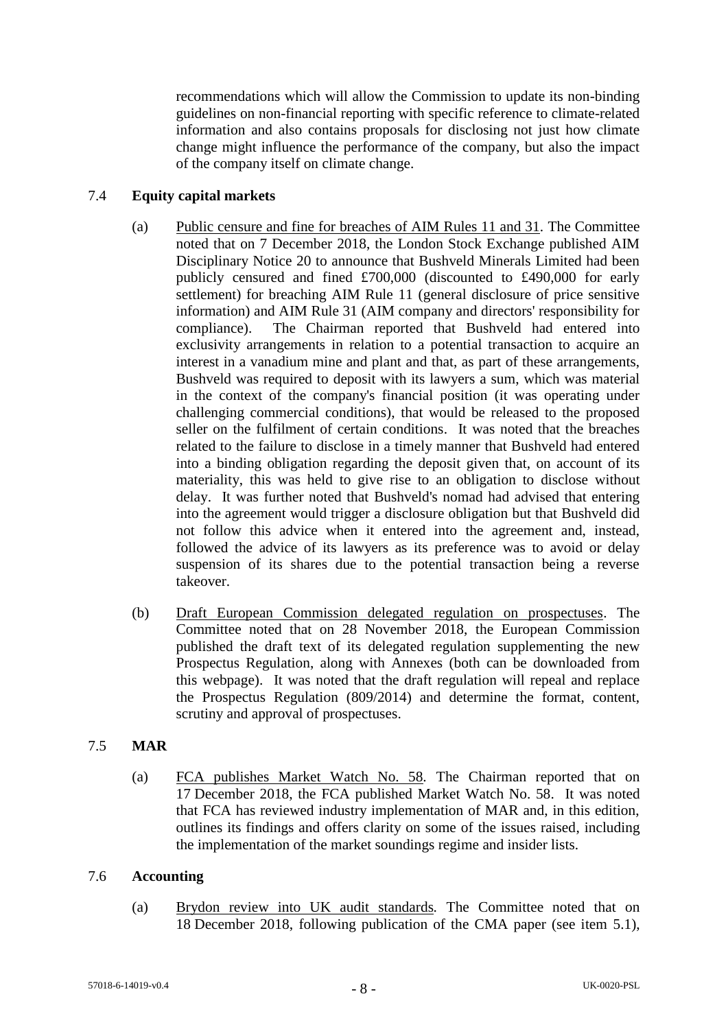recommendations which will allow the Commission to update its non-binding guidelines on non-financial reporting with specific reference to climate-related information and also contains proposals for disclosing not just how climate change might influence the performance of the company, but also the impact of the company itself on climate change.

7.4 **Equity capital markets**

(a) Public censure and fine for breaches of AIM Rules 11 and 31. The Committee noted that on 7 December 2018, the London Stock Exchange published AIM Disciplinary Notice 20 to announce that Bushveld Minerals Limited had been publicly censured and fined £700,000 (discounted to £490,000 for early settlement) for breaching AIM Rule 11 (general disclosure of price sensitive information) and AIM Rule 31 (AIM company and directors' responsibility for compliance). The Chairman reported that Bushveld had entered into exclusivity arrangements in relation to a potential transaction to acquire an interest in a vanadium mine and plant and that, as part of these arrangements, Bushveld was required to deposit with its lawyers a sum, which was material in the context of the company's financial position (it was operating under challenging commercial conditions), that would be released to the proposed seller on the fulfilment of certain conditions. It was noted that the breaches related to the failure to disclose in a timely manner that Bushveld had entered into a binding obligation regarding the deposit given that, on account of its materiality, this was held to give rise to an obligation to disclose without delay. It was further noted that Bushveld's nomad had advised that entering into the agreement would trigger a disclosure obligation but that Bushveld did not follow this advice when it entered into the agreement and, instead, followed the advice of its lawyers as its preference was to avoid or delay suspension of its shares due to the potential transaction being a reverse takeover.

(b) Draft European Commission delegated regulation on prospectuses. The Committee noted that on 28 November 2018, the European Commission published the draft text of its delegated regulation supplementing the new Prospectus Regulation, along with Annexes (both can be downloaded from this webpage). It was noted that the draft regulation will repeal and replace the Prospectus Regulation (809/2014) and determine the format, content, scrutiny and approval of prospectuses.

7.5 **MAR**

(a) FCA publishes Market Watch No. 58. The Chairman reported that on 17 December 2018, the FCA published Market Watch No. 58. It was noted that FCA has reviewed industry implementation of MAR and, in this edition, outlines its findings and offers clarity on some of the issues raised, including the implementation of the market soundings regime and insider lists.

7.6 **Accounting**

(a) Brydon review into UK audit standards*.* The Committee noted that on 18 December 2018, following publication of the CMA paper (see item 5.1),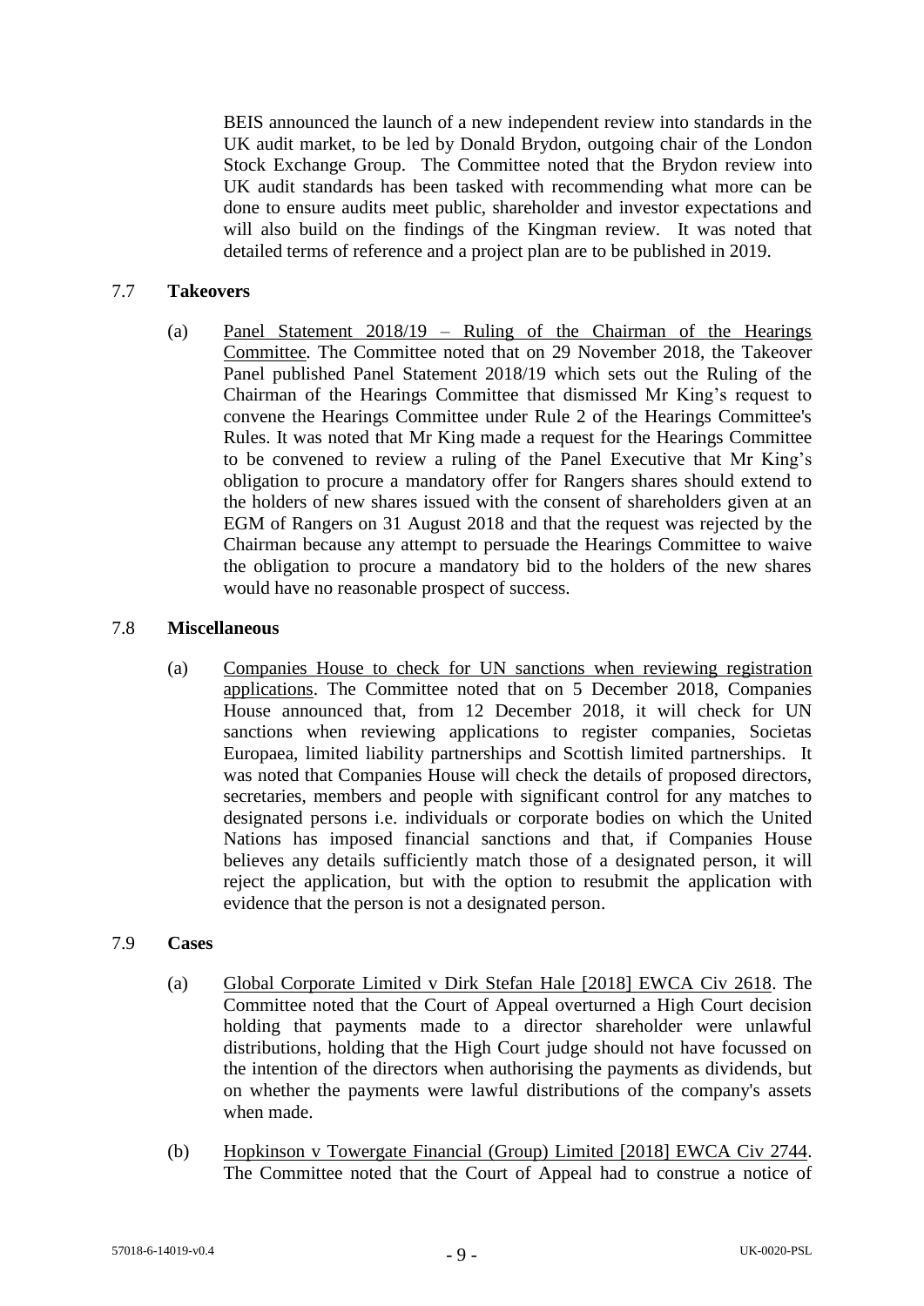BEIS announced the launch of a new independent review into standards in the UK audit market, to be led by Donald Brydon, outgoing chair of the London Stock Exchange Group. The Committee noted that the Brydon review into UK audit standards has been tasked with recommending what more can be done to ensure audits meet public, shareholder and investor expectations and will also build on the findings of the Kingman review. It was noted that detailed terms of reference and a project plan are to be published in 2019.

7.7 **Takeovers**

(a) Panel Statement 2018/19 – Ruling of the Chairman of the Hearings Committee. The Committee noted that on 29 November 2018, the Takeover Panel published Panel Statement 2018/19 which sets out the Ruling of the Chairman of the Hearings Committee that dismissed Mr King's request to convene the Hearings Committee under Rule 2 of the Hearings Committee's Rules. It was noted that Mr King made a request for the Hearings Committee to be convened to review a ruling of the Panel Executive that Mr King's obligation to procure a mandatory offer for Rangers shares should extend to the holders of new shares issued with the consent of shareholders given at an EGM of Rangers on 31 August 2018 and that the request was rejected by the Chairman because any attempt to persuade the Hearings Committee to waive the obligation to procure a mandatory bid to the holders of the new shares would have no reasonable prospect of success.

7.8 **Miscellaneous**

(a) Companies House to check for UN sanctions when reviewing registration applications. The Committee noted that on 5 December 2018, Companies House announced that, from 12 December 2018, it will check for UN sanctions when reviewing applications to register companies, Societas Europaea, limited liability partnerships and Scottish limited partnerships. It was noted that Companies House will check the details of proposed directors, secretaries, members and people with significant control for any matches to designated persons i.e. individuals or corporate bodies on which the United Nations has imposed financial sanctions and that, if Companies House believes any details sufficiently match those of a designated person, it will reject the application, but with the option to resubmit the application with evidence that the person is not a designated person.

7.9 **Cases**

(a) Global Corporate Limited v Dirk Stefan Hale [2018] EWCA Civ 2618. The Committee noted that the Court of Appeal overturned a High Court decision holding that payments made to a director shareholder were unlawful distributions, holding that the High Court judge should not have focussed on the intention of the directors when authorising the payments as dividends, but on whether the payments were lawful distributions of the company's assets when made.

(b) Hopkinson v Towergate Financial (Group) Limited [2018] EWCA Civ 2744. The Committee noted that the Court of Appeal had to construe a notice of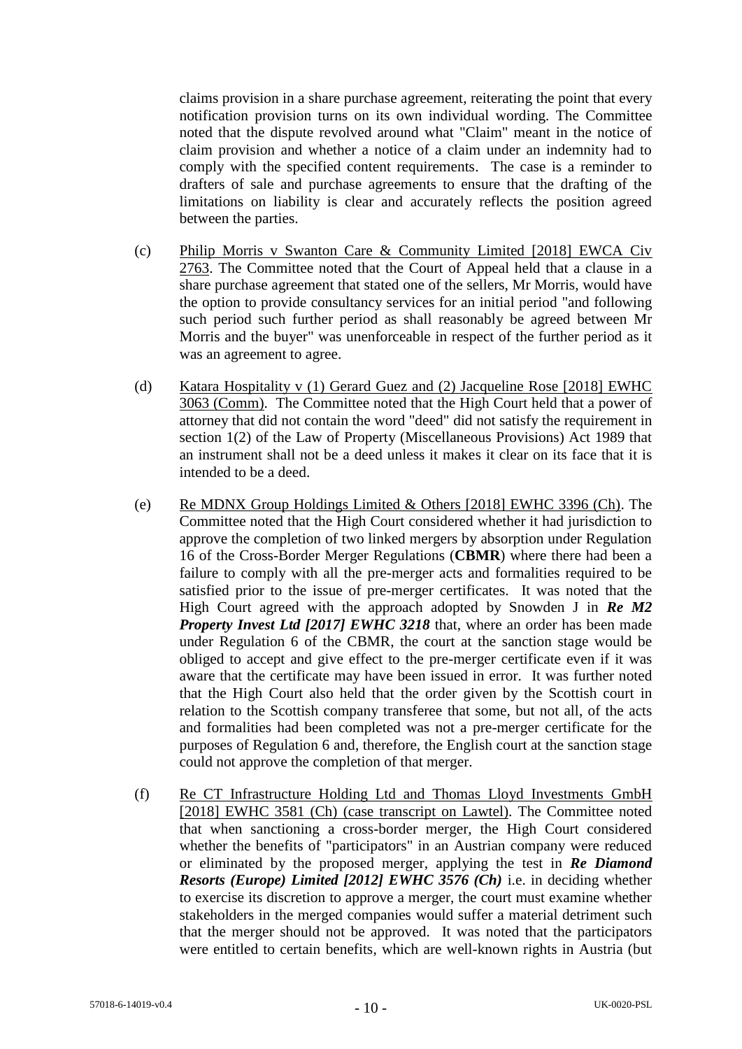claims provision in a share purchase agreement, reiterating the point that every notification provision turns on its own individual wording. The Committee noted that the dispute revolved around what "Claim" meant in the notice of claim provision and whether a notice of a claim under an indemnity had to comply with the specified content requirements. The case is a reminder to drafters of sale and purchase agreements to ensure that the drafting of the limitations on liability is clear and accurately reflects the position agreed between the parties.

(c) Philip Morris v Swanton Care & Community Limited [2018] EWCA Civ 2763. The Committee noted that the Court of Appeal held that a clause in a share purchase agreement that stated one of the sellers, Mr Morris, would have the option to provide consultancy services for an initial period "and following such period such further period as shall reasonably be agreed between Mr Morris and the buyer" was unenforceable in respect of the further period as it was an agreement to agree.

(d) Katara Hospitality v (1) Gerard Guez and (2) Jacqueline Rose [2018] EWHC 3063 (Comm). The Committee noted that the High Court held that a power of attorney that did not contain the word "deed" did not satisfy the requirement in section 1(2) of the Law of Property (Miscellaneous Provisions) Act 1989 that an instrument shall not be a deed unless it makes it clear on its face that it is intended to be a deed.

(e) Re MDNX Group Holdings Limited & Others [2018] EWHC 3396 (Ch). The Committee noted that the High Court considered whether it had jurisdiction to approve the completion of two linked mergers by absorption under Regulation 16 of the Cross-Border Merger Regulations (**CBMR**) where there had been a failure to comply with all the pre-merger acts and formalities required to be satisfied prior to the issue of pre-merger certificates. It was noted that the High Court agreed with the approach adopted by Snowden J in ***Re M2 Property Invest Ltd [2017] EWHC 3218*** that, where an order has been made under Regulation 6 of the CBMR, the court at the sanction stage would be obliged to accept and give effect to the pre-merger certificate even if it was aware that the certificate may have been issued in error. It was further noted that the High Court also held that the order given by the Scottish court in relation to the Scottish company transferee that some, but not all, of the acts and formalities had been completed was not a pre-merger certificate for the purposes of Regulation 6 and, therefore, the English court at the sanction stage could not approve the completion of that merger.

(f) Re CT Infrastructure Holding Ltd and Thomas Lloyd Investments GmbH [2018] EWHC 3581 (Ch) (case transcript on Lawtel). The Committee noted that when sanctioning a cross-border merger, the High Court considered whether the benefits of "participators" in an Austrian company were reduced or eliminated by the proposed merger, applying the test in ***Re Diamond Resorts (Europe) Limited [2012] EWHC 3576 (Ch)*** i.e. in deciding whether to exercise its discretion to approve a merger, the court must examine whether stakeholders in the merged companies would suffer a material detriment such that the merger should not be approved. It was noted that the participators were entitled to certain benefits, which are well-known rights in Austria (but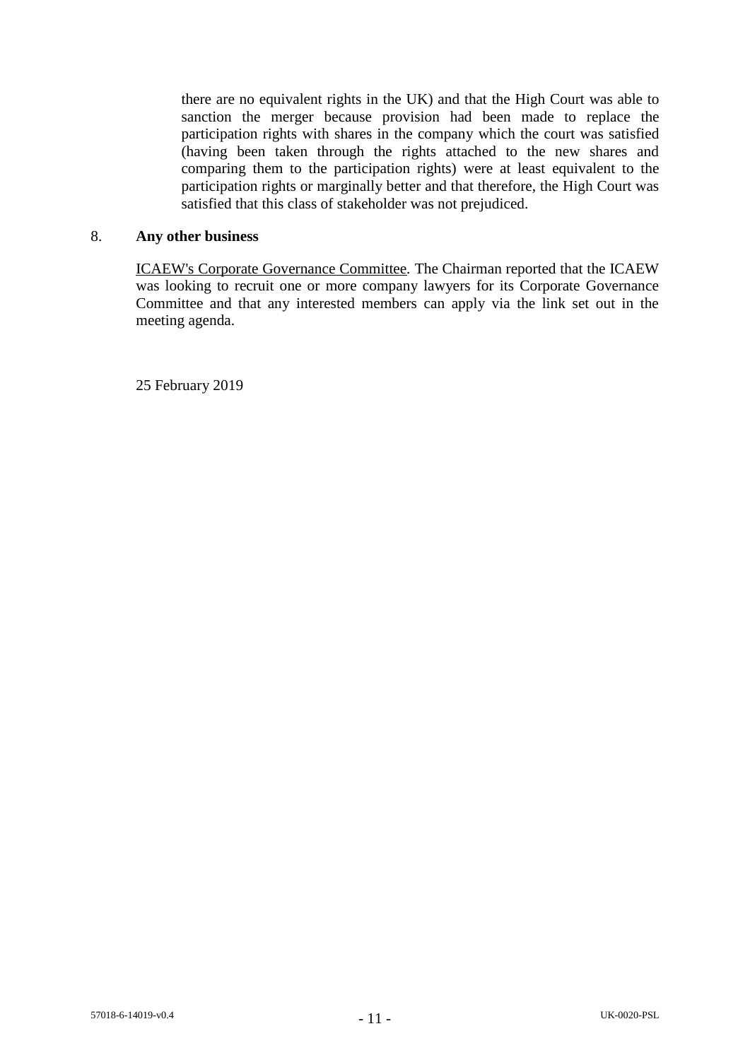there are no equivalent rights in the UK) and that the High Court was able to sanction the merger because provision had been made to replace the participation rights with shares in the company which the court was satisfied (having been taken through the rights attached to the new shares and comparing them to the participation rights) were at least equivalent to the participation rights or marginally better and that therefore, the High Court was satisfied that this class of stakeholder was not prejudiced.

## 8. Any other business

ICAEW's Corporate Governance Committee. The Chairman reported that the ICAEW was looking to recruit one or more company lawyers for its Corporate Governance Committee and that any interested members can apply via the link set out in the meeting agenda.

25 February 2019